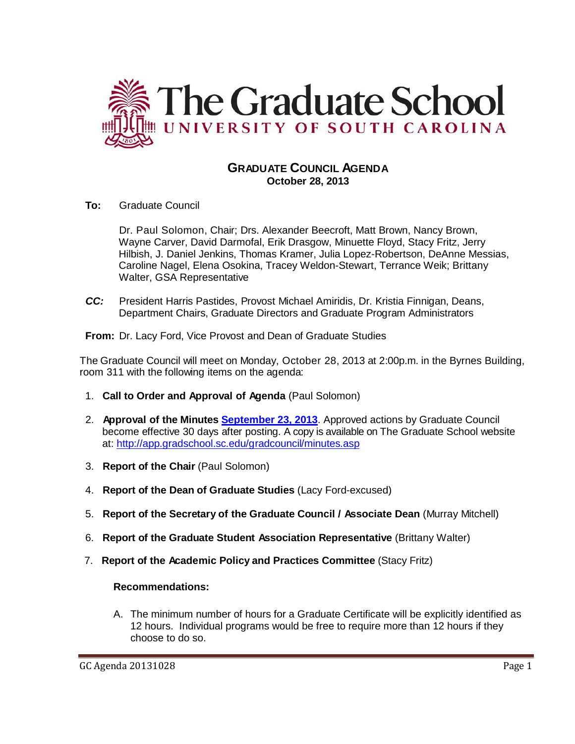# The Graduate School
## UNIVERSITY OF SOUTH CAROLINA

### GRADUATE COUNCIL AGENDA
**October 28, 2013**

**To:** Graduate Council

Dr. Paul Solomon, Chair; Drs. Alexander Beecroft, Matt Brown, Nancy Brown, Wayne Carver, David Darmofal, Erik Drasgow, Minuette Floyd, Stacy Fritz, Jerry Hilbish, J. Daniel Jenkins, Thomas Kramer, Julia Lopez-Robertson, DeAnne Messias, Caroline Nagel, Elena Osokina, Tracey Weldon-Stewart, Terrance Weik; Brittany Walter, GSA Representative

***CC:*** President Harris Pastides, Provost Michael Amiridis, Dr. Kristia Finnigan, Deans, Department Chairs, Graduate Directors and Graduate Program Administrators

**From:** Dr. Lacy Ford, Vice Provost and Dean of Graduate Studies

The Graduate Council will meet on Monday, October 28, 2013 at 2:00p.m. in the Byrnes Building, room 311 with the following items on the agenda:

1. **Call to Order and Approval of Agenda** (Paul Solomon)
2. **Approval of the Minutes [September 23, 2013](http://app.gradschool.sc.edu/gradcouncil/minutes.asp)**. Approved actions by Graduate Council become effective 30 days after posting. A copy is available on The Graduate School website at: http://app.gradschool.sc.edu/gradcouncil/minutes.asp
3. **Report of the Chair** (Paul Solomon)
4. **Report of the Dean of Graduate Studies** (Lacy Ford-excused)
5. **Report of the Secretary of the Graduate Council / Associate Dean** (Murray Mitchell)
6. **Report of the Graduate Student Association Representative** (Brittany Walter)
7. **Report of the Academic Policy and Practices Committee** (Stacy Fritz)

   **Recommendations:**

   A. The minimum number of hours for a Graduate Certificate will be explicitly identified as 12 hours. Individual programs would be free to require more than 12 hours if they choose to do so.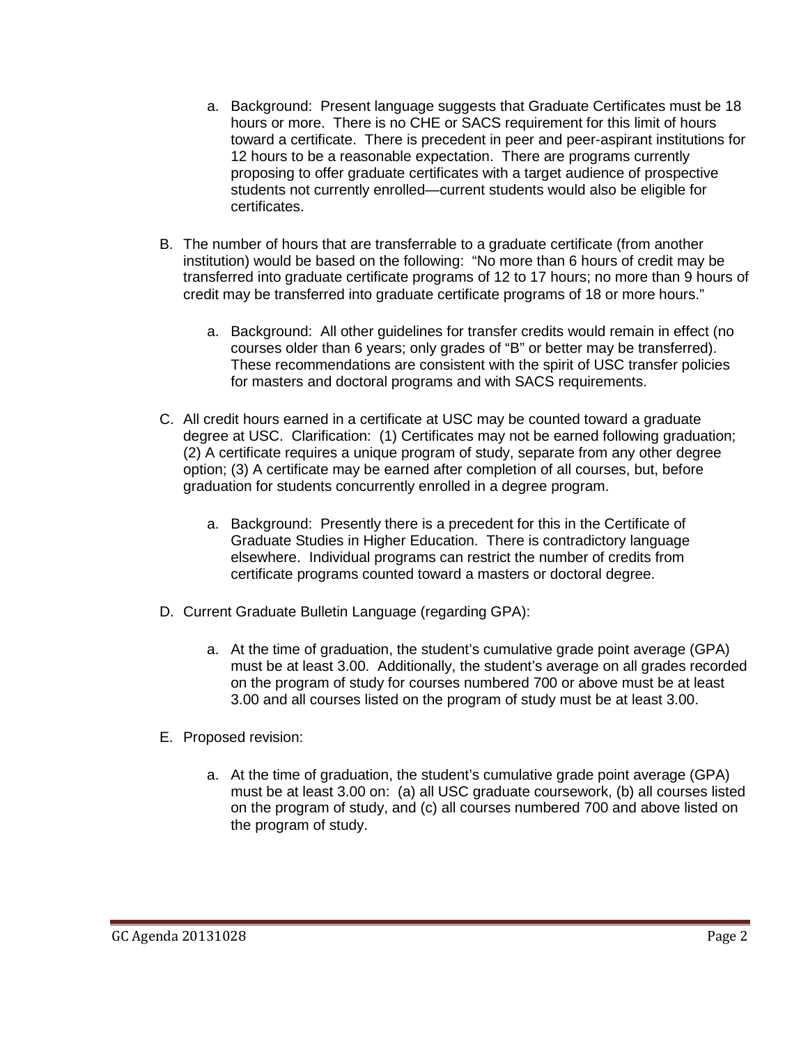a. Background: Present language suggests that Graduate Certificates must be 18 hours or more. There is no CHE or SACS requirement for this limit of hours toward a certificate. There is precedent in peer and peer-aspirant institutions for 12 hours to be a reasonable expectation. There are programs currently proposing to offer graduate certificates with a target audience of prospective students not currently enrolled—current students would also be eligible for certificates.

B. The number of hours that are transferrable to a graduate certificate (from another institution) would be based on the following: "No more than 6 hours of credit may be transferred into graduate certificate programs of 12 to 17 hours; no more than 9 hours of credit may be transferred into graduate certificate programs of 18 or more hours."

   a. Background: All other guidelines for transfer credits would remain in effect (no courses older than 6 years; only grades of "B" or better may be transferred). These recommendations are consistent with the spirit of USC transfer policies for masters and doctoral programs and with SACS requirements.

C. All credit hours earned in a certificate at USC may be counted toward a graduate degree at USC. Clarification: (1) Certificates may not be earned following graduation; (2) A certificate requires a unique program of study, separate from any other degree option; (3) A certificate may be earned after completion of all courses, but, before graduation for students concurrently enrolled in a degree program.

   a. Background: Presently there is a precedent for this in the Certificate of Graduate Studies in Higher Education. There is contradictory language elsewhere. Individual programs can restrict the number of credits from certificate programs counted toward a masters or doctoral degree.

D. Current Graduate Bulletin Language (regarding GPA):

   a. At the time of graduation, the student's cumulative grade point average (GPA) must be at least 3.00. Additionally, the student's average on all grades recorded on the program of study for courses numbered 700 or above must be at least 3.00 and all courses listed on the program of study must be at least 3.00.

E. Proposed revision:

   a. At the time of graduation, the student's cumulative grade point average (GPA) must be at least 3.00 on: (a) all USC graduate coursework, (b) all courses listed on the program of study, and (c) all courses numbered 700 and above listed on the program of study.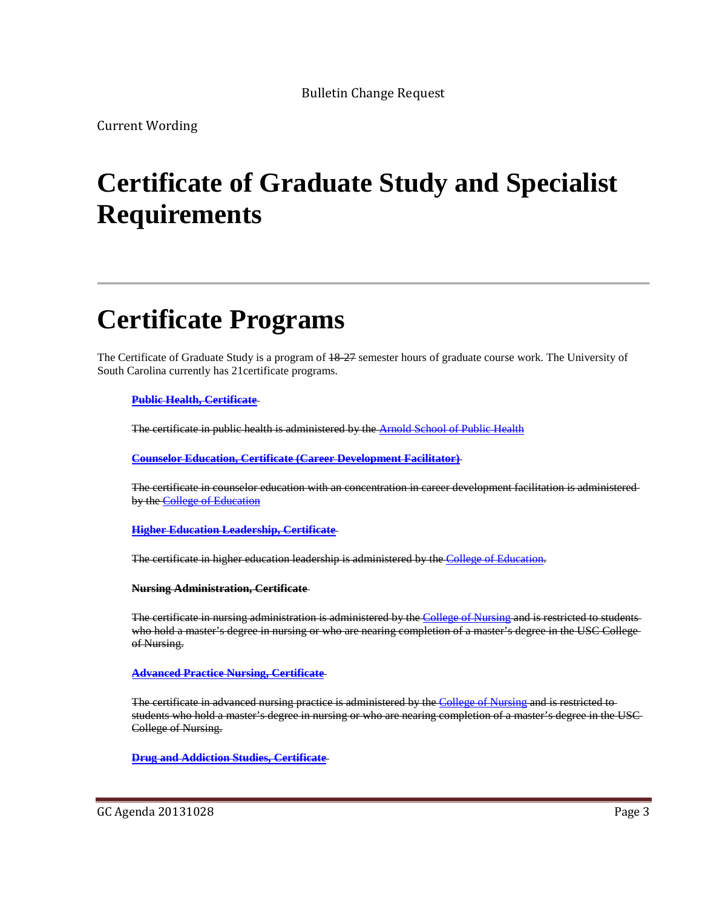Bulletin Change Request

Current Wording

# Certificate of Graduate Study and Specialist Requirements

---

# Certificate Programs

The Certificate of Graduate Study is a program of ~~18~~ 27 semester hours of graduate course work. The University of South Carolina currently has 21certificate programs.

~~**Public Health, Certificate**~~

~~The certificate in public health is administered by the Arnold School of Public Health~~

~~**Counselor Education, Certificate (Career Development Facilitator)**~~

~~The certificate in counselor education with an concentration in career development facilitation is administered by the College of Education~~

~~**Higher Education Leadership, Certificate**~~

~~The certificate in higher education leadership is administered by the College of Education.~~

~~**Nursing Administration, Certificate**~~

~~The certificate in nursing administration is administered by the College of Nursing and is restricted to students who hold a master's degree in nursing or who are nearing completion of a master's degree in the USC College of Nursing.~~

~~**Advanced Practice Nursing, Certificate**~~

~~The certificate in advanced nursing practice is administered by the College of Nursing and is restricted to students who hold a master's degree in nursing or who are nearing completion of a master's degree in the USC College of Nursing.~~

~~**Drug and Addiction Studies, Certificate**~~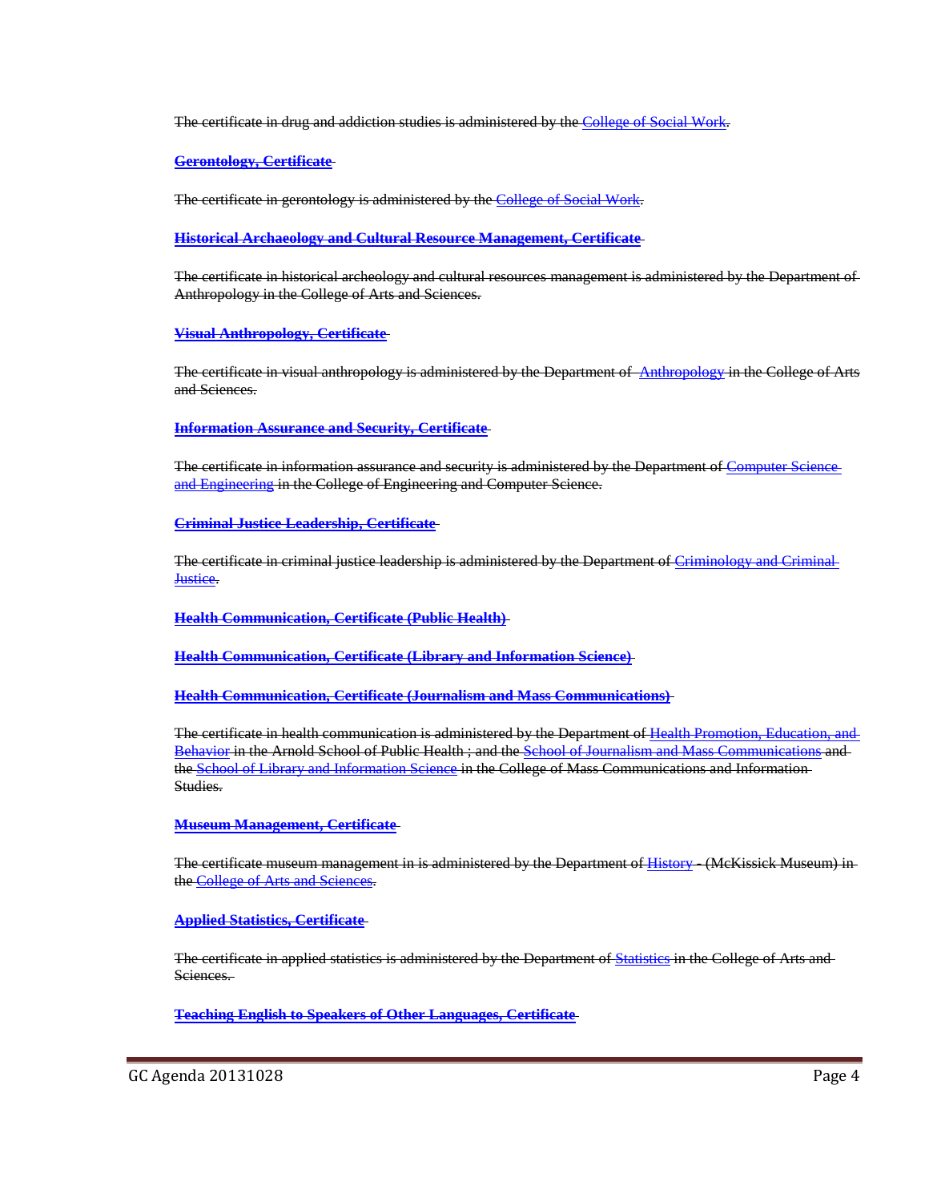~~The certificate in drug and addiction studies is administered by the College of Social Work.~~

~~**Gerontology, Certificate**~~

~~The certificate in gerontology is administered by the College of Social Work.~~

~~**Historical Archaeology and Cultural Resource Management, Certificate**~~

~~The certificate in historical archeology and cultural resources management is administered by the Department of Anthropology in the College of Arts and Sciences.~~

~~**Visual Anthropology, Certificate**~~

~~The certificate in visual anthropology is administered by the Department of Anthropology in the College of Arts and Sciences.~~

~~**Information Assurance and Security, Certificate**~~

~~The certificate in information assurance and security is administered by the Department of Computer Science and Engineering in the College of Engineering and Computer Science.~~

~~**Criminal Justice Leadership, Certificate**~~

~~The certificate in criminal justice leadership is administered by the Department of Criminology and Criminal Justice.~~

~~**Health Communication, Certificate (Public Health)**~~

~~**Health Communication, Certificate (Library and Information Science)**~~

~~**Health Communication, Certificate (Journalism and Mass Communications)**~~

~~The certificate in health communication is administered by the Department of Health Promotion, Education, and Behavior in the Arnold School of Public Health ; and the School of Journalism and Mass Communications and the School of Library and Information Science in the College of Mass Communications and Information Studies.~~

~~**Museum Management, Certificate**~~

~~The certificate museum management in is administered by the Department of History - (McKissick Museum) in the College of Arts and Sciences.~~

~~**Applied Statistics, Certificate**~~

~~The certificate in applied statistics is administered by the Department of Statistics in the College of Arts and Sciences.~~

~~**Teaching English to Speakers of Other Languages, Certificate**~~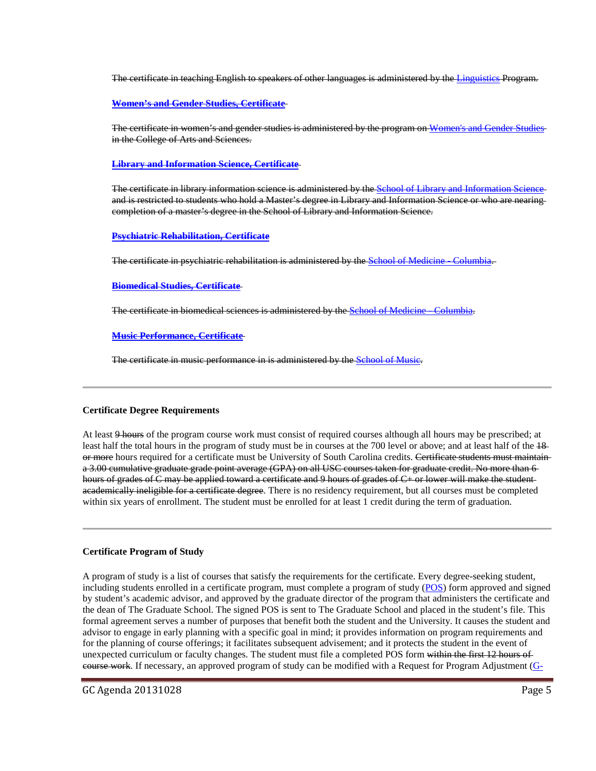~~The certificate in teaching English to speakers of other languages is administered by the Linguistics Program.~~

~~**Women's and Gender Studies, Certificate**~~

~~The certificate in women's and gender studies is administered by the program on Women's and Gender Studies in the College of Arts and Sciences.~~

~~**Library and Information Science, Certificate**~~

~~The certificate in library information science is administered by the School of Library and Information Science and is restricted to students who hold a Master's degree in Library and Information Science or who are nearing completion of a master's degree in the School of Library and Information Science.~~

~~**Psychiatric Rehabilitation, Certificate**~~

~~The certificate in psychiatric rehabilitation is administered by the School of Medicine - Columbia.~~

~~**Biomedical Studies, Certificate**~~

~~The certificate in biomedical sciences is administered by the School of Medicine - Columbia.~~

~~**Music Performance, Certificate**~~

~~The certificate in music performance in is administered by the School of Music.~~

---

**Certificate Degree Requirements**

At least ~~9 hours~~ of the program course work must consist of required courses although all hours may be prescribed; at least half the total hours in the program of study must be in courses at the 700 level or above; and at least half of the ~~18 or more~~ hours required for a certificate must be University of South Carolina credits. ~~Certificate students must maintain a 3.00 cumulative graduate grade point average (GPA) on all USC courses taken for graduate credit. No more than 6 hours of grades of C may be applied toward a certificate and 9 hours of grades of C+ or lower will make the student academically ineligible for a certificate degree~~. There is no residency requirement, but all courses must be completed within six years of enrollment. The student must be enrolled for at least 1 credit during the term of graduation.

---

**Certificate Program of Study**

A program of study is a list of courses that satisfy the requirements for the certificate. Every degree-seeking student, including students enrolled in a certificate program, must complete a program of study (POS) form approved and signed by student's academic advisor, and approved by the graduate director of the program that administers the certificate and the dean of The Graduate School. The signed POS is sent to The Graduate School and placed in the student's file. This formal agreement serves a number of purposes that benefit both the student and the University. It causes the student and advisor to engage in early planning with a specific goal in mind; it provides information on program requirements and for the planning of course offerings; it facilitates subsequent advisement; and it protects the student in the event of unexpected curriculum or faculty changes. The student must file a completed POS form ~~within the first 12 hours of course work~~. If necessary, an approved program of study can be modified with a Request for Program Adjustment (G-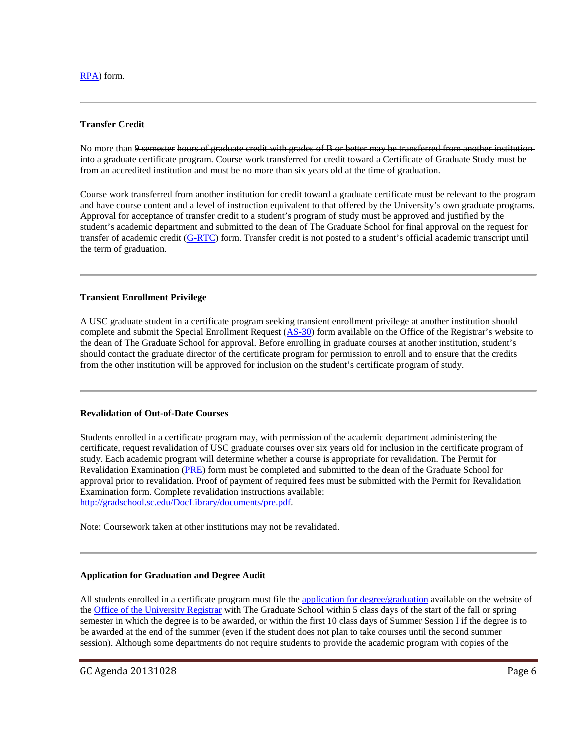RPA) form.

---

**Transfer Credit**

No more than ~~9 semester hours of graduate credit with grades of B or better may be transferred from another institution into a graduate certificate program~~. Course work transferred for credit toward a Certificate of Graduate Study must be from an accredited institution and must be no more than six years old at the time of graduation.

Course work transferred from another institution for credit toward a graduate certificate must be relevant to the program and have course content and a level of instruction equivalent to that offered by the University's own graduate programs. Approval for acceptance of transfer credit to a student's program of study must be approved and justified by the student's academic department and submitted to the dean of ~~The~~ Graduate ~~School~~ for final approval on the request for transfer of academic credit (G-RTC) form. ~~Transfer credit is not posted to a student's official academic transcript until the term of graduation.~~

---

**Transient Enrollment Privilege**

A USC graduate student in a certificate program seeking transient enrollment privilege at another institution should complete and submit the Special Enrollment Request (AS-30) form available on the Office of the Registrar's website to the dean of The Graduate School for approval. Before enrolling in graduate courses at another institution, ~~student's~~ should contact the graduate director of the certificate program for permission to enroll and to ensure that the credits from the other institution will be approved for inclusion on the student's certificate program of study.

---

**Revalidation of Out-of-Date Courses**

Students enrolled in a certificate program may, with permission of the academic department administering the certificate, request revalidation of USC graduate courses over six years old for inclusion in the certificate program of study. Each academic program will determine whether a course is appropriate for revalidation. The Permit for Revalidation Examination (PRE) form must be completed and submitted to the dean of ~~the~~ Graduate ~~School~~ for approval prior to revalidation. Proof of payment of required fees must be submitted with the Permit for Revalidation Examination form. Complete revalidation instructions available: http://gradschool.sc.edu/DocLibrary/documents/pre.pdf.

Note: Coursework taken at other institutions may not be revalidated.

---

**Application for Graduation and Degree Audit**

All students enrolled in a certificate program must file the application for degree/graduation available on the website of the Office of the University Registrar with The Graduate School within 5 class days of the start of the fall or spring semester in which the degree is to be awarded, or within the first 10 class days of Summer Session I if the degree is to be awarded at the end of the summer (even if the student does not plan to take courses until the second summer session). Although some departments do not require students to provide the academic program with copies of the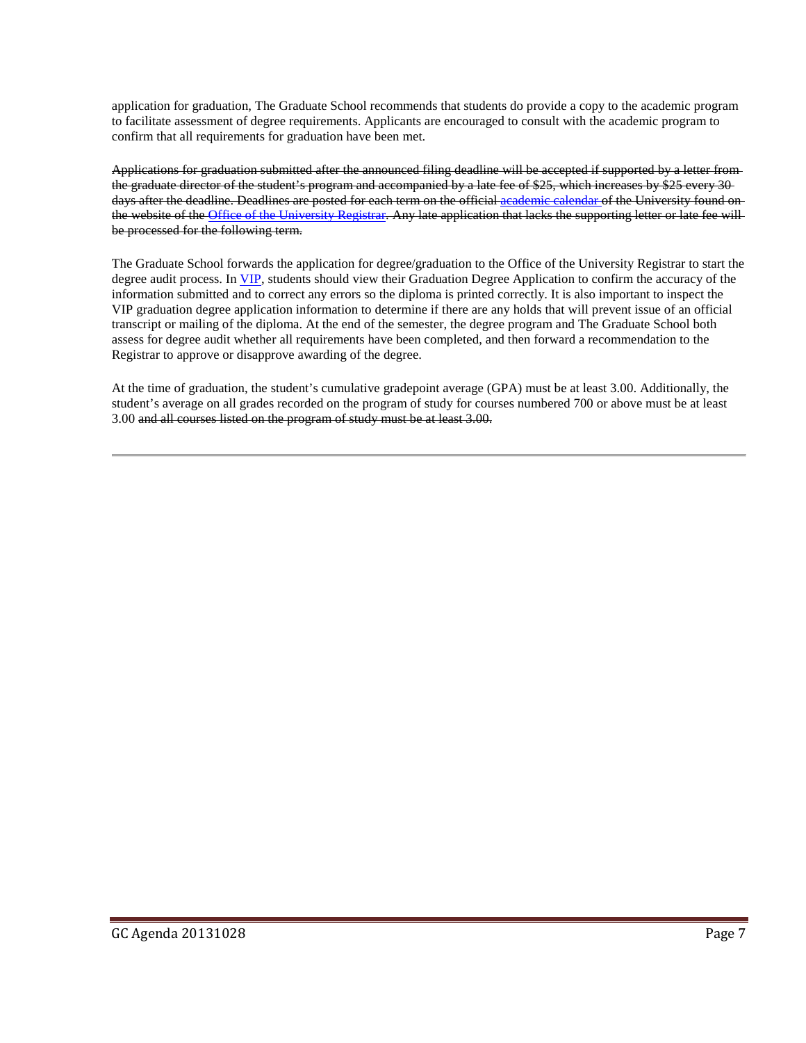application for graduation, The Graduate School recommends that students do provide a copy to the academic program to facilitate assessment of degree requirements. Applicants are encouraged to consult with the academic program to confirm that all requirements for graduation have been met.

~~Applications for graduation submitted after the announced filing deadline will be accepted if supported by a letter from the graduate director of the student's program and accompanied by a late fee of $25, which increases by $25 every 30 days after the deadline. Deadlines are posted for each term on the official academic calendar of the University found on the website of the Office of the University Registrar. Any late application that lacks the supporting letter or late fee will be processed for the following term.~~

The Graduate School forwards the application for degree/graduation to the Office of the University Registrar to start the degree audit process. In VIP, students should view their Graduation Degree Application to confirm the accuracy of the information submitted and to correct any errors so the diploma is printed correctly. It is also important to inspect the VIP graduation degree application information to determine if there are any holds that will prevent issue of an official transcript or mailing of the diploma. At the end of the semester, the degree program and The Graduate School both assess for degree audit whether all requirements have been completed, and then forward a recommendation to the Registrar to approve or disapprove awarding of the degree.

At the time of graduation, the student's cumulative gradepoint average (GPA) must be at least 3.00. Additionally, the student's average on all grades recorded on the program of study for courses numbered 700 or above must be at least 3.00 ~~and all courses listed on the program of study must be at least 3.00.~~

---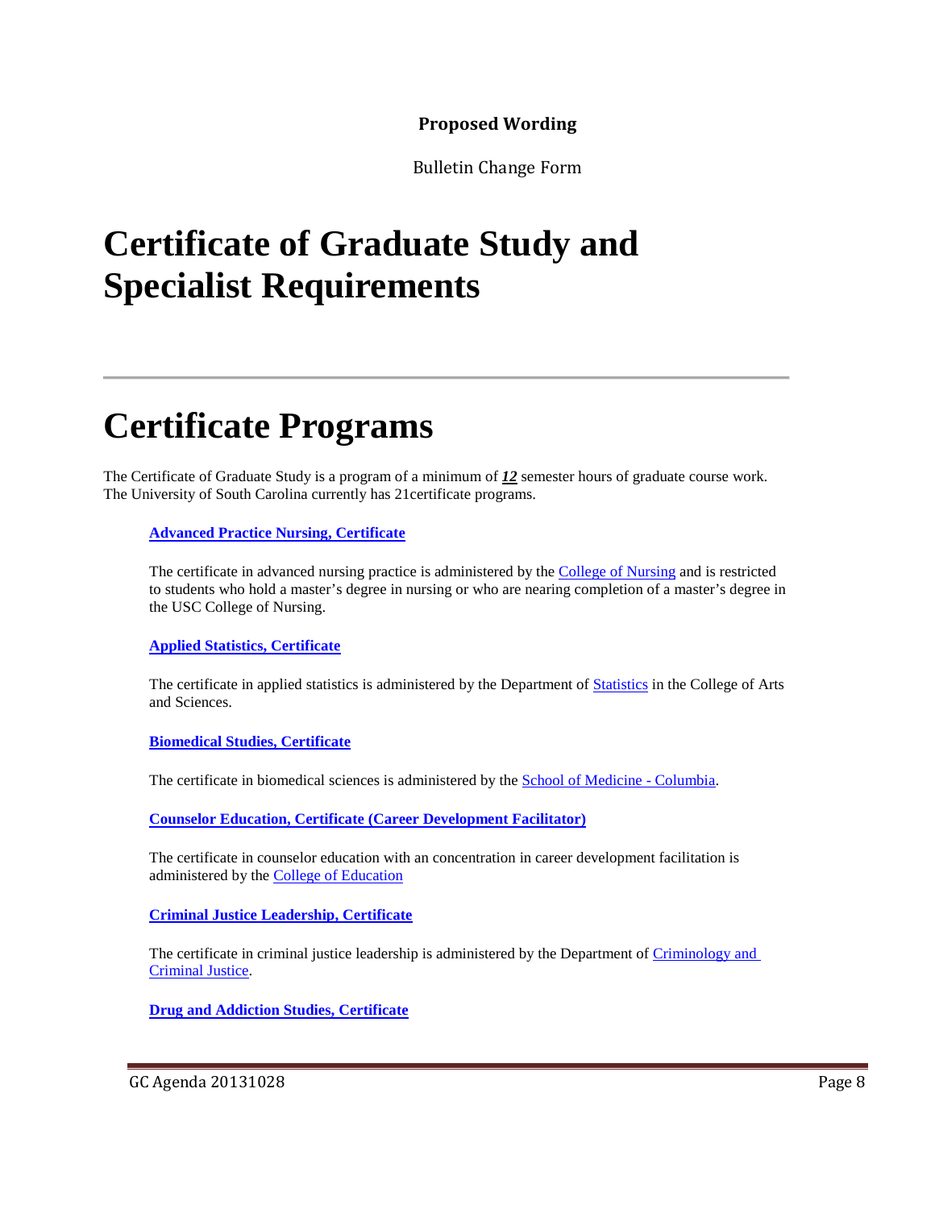**Proposed Wording**

Bulletin Change Form

# Certificate of Graduate Study and Specialist Requirements

---

# Certificate Programs

The Certificate of Graduate Study is a program of a minimum of ***12*** semester hours of graduate course work. The University of South Carolina currently has 21certificate programs.

**Advanced Practice Nursing, Certificate**

The certificate in advanced nursing practice is administered by the College of Nursing and is restricted to students who hold a master's degree in nursing or who are nearing completion of a master's degree in the USC College of Nursing.

**Applied Statistics, Certificate**

The certificate in applied statistics is administered by the Department of Statistics in the College of Arts and Sciences.

**Biomedical Studies, Certificate**

The certificate in biomedical sciences is administered by the School of Medicine - Columbia.

**Counselor Education, Certificate (Career Development Facilitator)**

The certificate in counselor education with an concentration in career development facilitation is administered by the College of Education

**Criminal Justice Leadership, Certificate**

The certificate in criminal justice leadership is administered by the Department of Criminology and Criminal Justice.

**Drug and Addiction Studies, Certificate**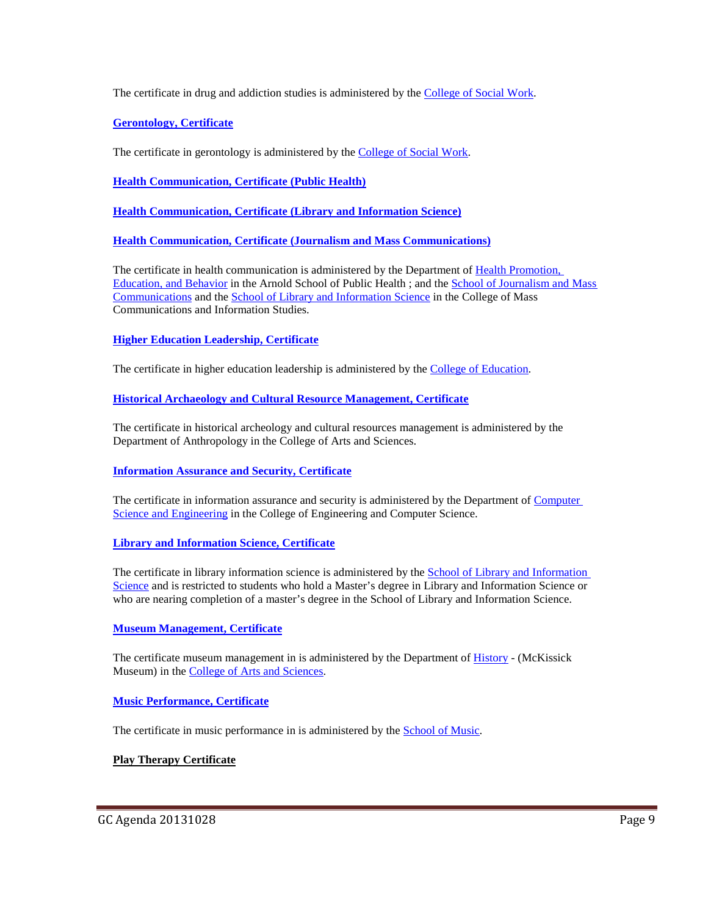The certificate in drug and addiction studies is administered by the College of Social Work.

**Gerontology, Certificate**

The certificate in gerontology is administered by the College of Social Work.

**Health Communication, Certificate (Public Health)**

**Health Communication, Certificate (Library and Information Science)**

**Health Communication, Certificate (Journalism and Mass Communications)**

The certificate in health communication is administered by the Department of Health Promotion, Education, and Behavior in the Arnold School of Public Health ; and the School of Journalism and Mass Communications and the School of Library and Information Science in the College of Mass Communications and Information Studies.

**Higher Education Leadership, Certificate**

The certificate in higher education leadership is administered by the College of Education.

**Historical Archaeology and Cultural Resource Management, Certificate**

The certificate in historical archeology and cultural resources management is administered by the Department of Anthropology in the College of Arts and Sciences.

**Information Assurance and Security, Certificate**

The certificate in information assurance and security is administered by the Department of Computer Science and Engineering in the College of Engineering and Computer Science.

**Library and Information Science, Certificate**

The certificate in library information science is administered by the School of Library and Information Science and is restricted to students who hold a Master's degree in Library and Information Science or who are nearing completion of a master's degree in the School of Library and Information Science.

**Museum Management, Certificate**

The certificate museum management in is administered by the Department of History - (McKissick Museum) in the College of Arts and Sciences.

**Music Performance, Certificate**

The certificate in music performance in is administered by the School of Music.

**Play Therapy Certificate**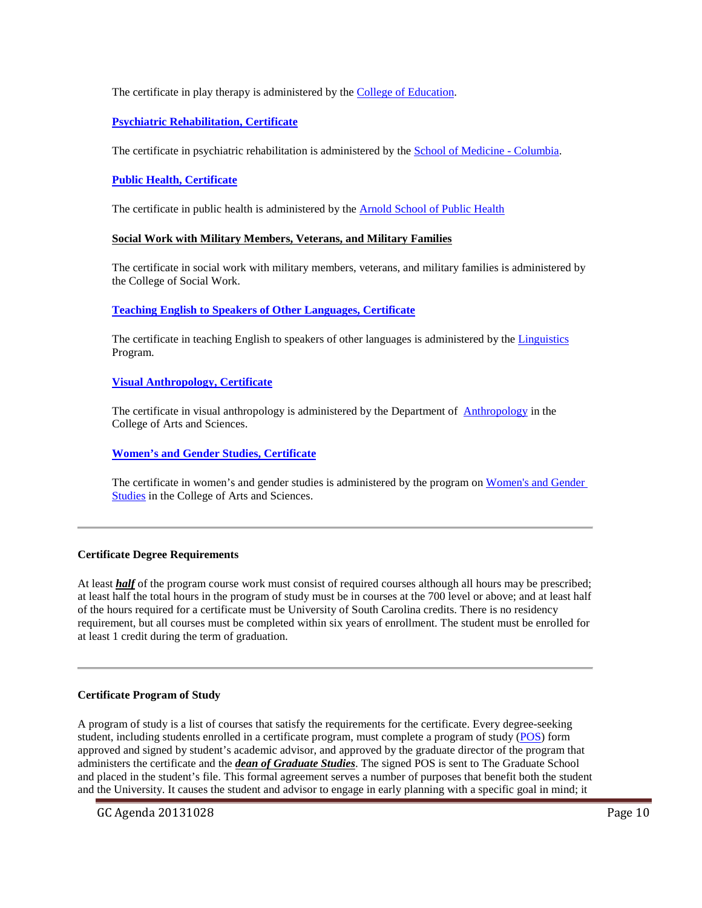The certificate in play therapy is administered by the College of Education.

**Psychiatric Rehabilitation, Certificate**

The certificate in psychiatric rehabilitation is administered by the School of Medicine - Columbia.

**Public Health, Certificate**

The certificate in public health is administered by the Arnold School of Public Health

**Social Work with Military Members, Veterans, and Military Families**

The certificate in social work with military members, veterans, and military families is administered by the College of Social Work.

**Teaching English to Speakers of Other Languages, Certificate**

The certificate in teaching English to speakers of other languages is administered by the Linguistics Program.

**Visual Anthropology, Certificate**

The certificate in visual anthropology is administered by the Department of Anthropology in the College of Arts and Sciences.

**Women's and Gender Studies, Certificate**

The certificate in women's and gender studies is administered by the program on Women's and Gender Studies in the College of Arts and Sciences.

---

**Certificate Degree Requirements**

At least ***half*** of the program course work must consist of required courses although all hours may be prescribed; at least half the total hours in the program of study must be in courses at the 700 level or above; and at least half of the hours required for a certificate must be University of South Carolina credits. There is no residency requirement, but all courses must be completed within six years of enrollment. The student must be enrolled for at least 1 credit during the term of graduation.

---

**Certificate Program of Study**

A program of study is a list of courses that satisfy the requirements for the certificate. Every degree-seeking student, including students enrolled in a certificate program, must complete a program of study (POS) form approved and signed by student's academic advisor, and approved by the graduate director of the program that administers the certificate and the ***dean of Graduate Studies***. The signed POS is sent to The Graduate School and placed in the student's file. This formal agreement serves a number of purposes that benefit both the student and the University. It causes the student and advisor to engage in early planning with a specific goal in mind; it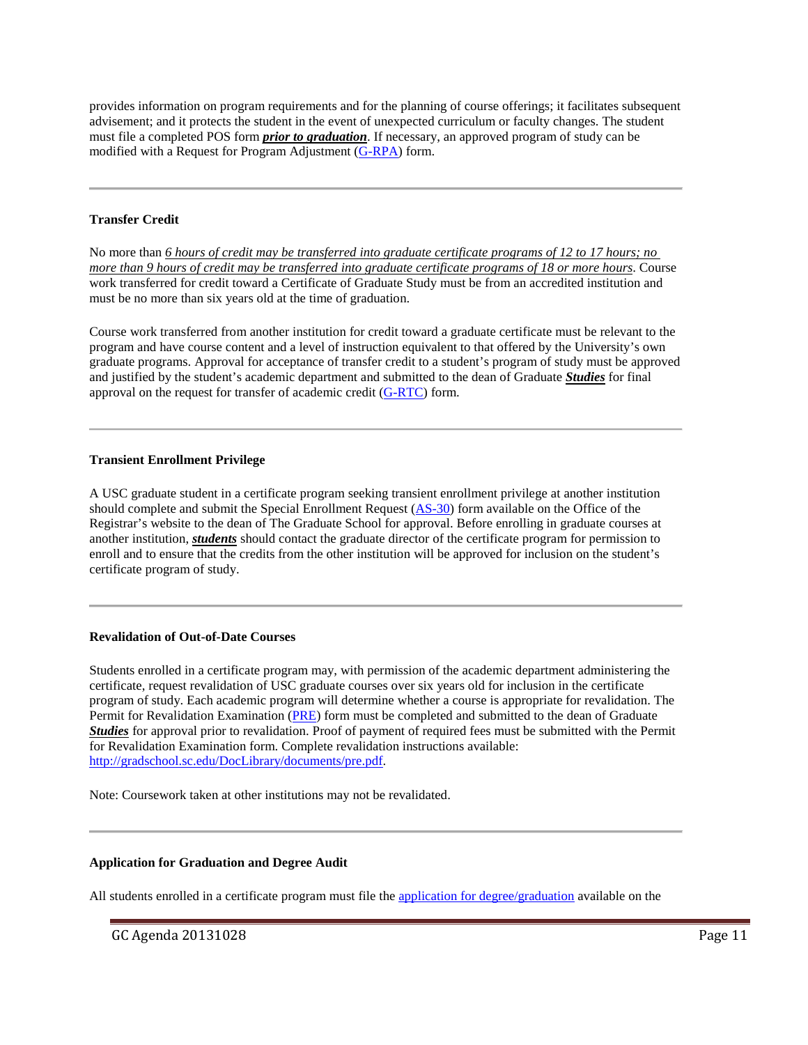provides information on program requirements and for the planning of course offerings; it facilitates subsequent advisement; and it protects the student in the event of unexpected curriculum or faculty changes. The student must file a completed POS form ***prior to graduation***. If necessary, an approved program of study can be modified with a Request for Program Adjustment ([G-RPA](G-RPA)) form.

---

**Transfer Credit**

No more than *6 hours of credit may be transferred into graduate certificate programs of 12 to 17 hours; no more than 9 hours of credit may be transferred into graduate certificate programs of 18 or more hours*. Course work transferred for credit toward a Certificate of Graduate Study must be from an accredited institution and must be no more than six years old at the time of graduation.

Course work transferred from another institution for credit toward a graduate certificate must be relevant to the program and have course content and a level of instruction equivalent to that offered by the University's own graduate programs. Approval for acceptance of transfer credit to a student's program of study must be approved and justified by the student's academic department and submitted to the dean of Graduate ***Studies*** for final approval on the request for transfer of academic credit ([G-RTC](G-RTC)) form.

---

**Transient Enrollment Privilege**

A USC graduate student in a certificate program seeking transient enrollment privilege at another institution should complete and submit the Special Enrollment Request ([AS-30](AS-30)) form available on the Office of the Registrar's website to the dean of The Graduate School for approval. Before enrolling in graduate courses at another institution, ***students*** should contact the graduate director of the certificate program for permission to enroll and to ensure that the credits from the other institution will be approved for inclusion on the student's certificate program of study.

---

**Revalidation of Out-of-Date Courses**

Students enrolled in a certificate program may, with permission of the academic department administering the certificate, request revalidation of USC graduate courses over six years old for inclusion in the certificate program of study. Each academic program will determine whether a course is appropriate for revalidation. The Permit for Revalidation Examination ([PRE](PRE)) form must be completed and submitted to the dean of Graduate ***Studies*** for approval prior to revalidation. Proof of payment of required fees must be submitted with the Permit for Revalidation Examination form. Complete revalidation instructions available: http://gradschool.sc.edu/DocLibrary/documents/pre.pdf.

Note: Coursework taken at other institutions may not be revalidated.

---

**Application for Graduation and Degree Audit**

All students enrolled in a certificate program must file the application for degree/graduation available on the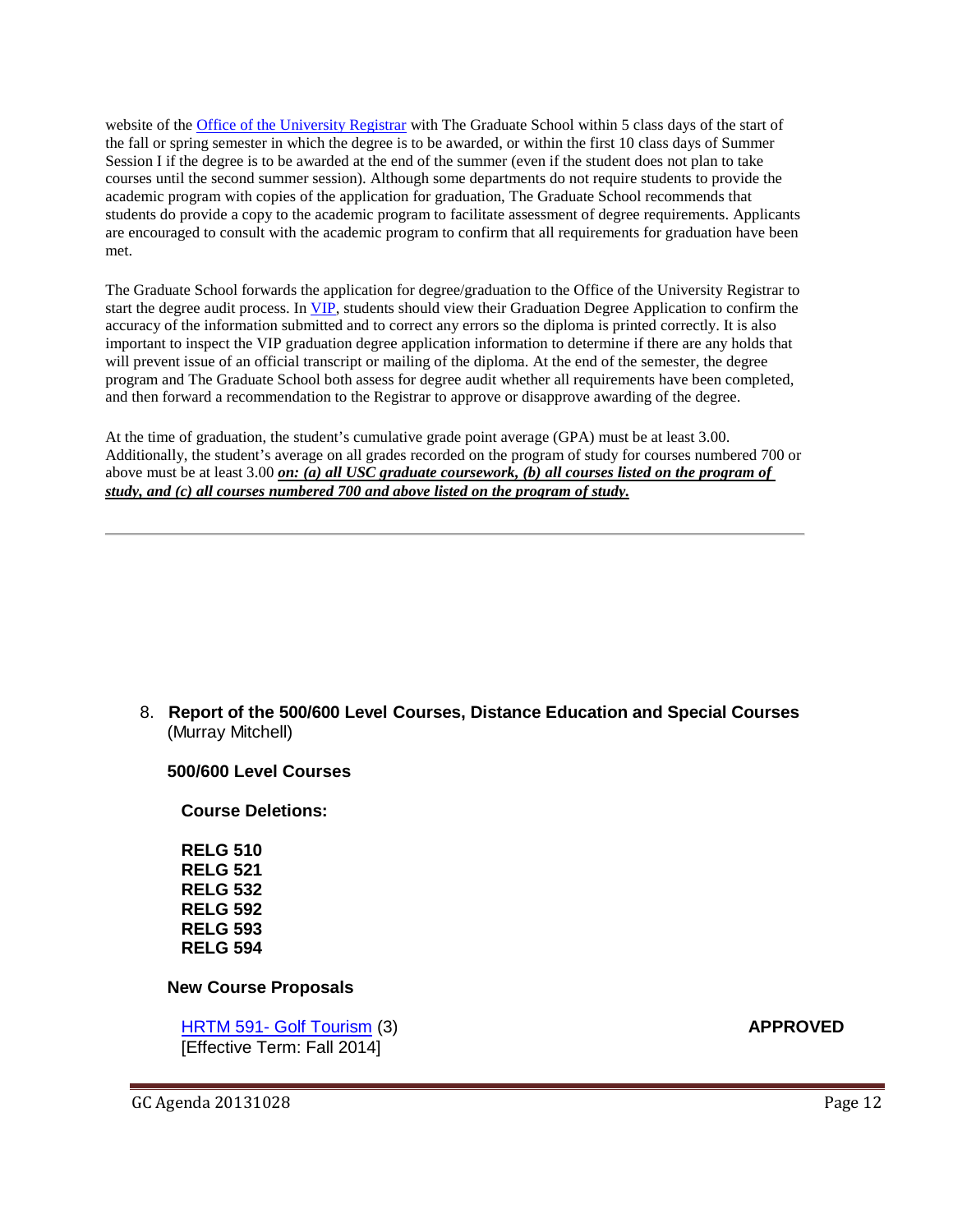website of the Office of the University Registrar with The Graduate School within 5 class days of the start of the fall or spring semester in which the degree is to be awarded, or within the first 10 class days of Summer Session I if the degree is to be awarded at the end of the summer (even if the student does not plan to take courses until the second summer session). Although some departments do not require students to provide the academic program with copies of the application for graduation, The Graduate School recommends that students do provide a copy to the academic program to facilitate assessment of degree requirements. Applicants are encouraged to consult with the academic program to confirm that all requirements for graduation have been met.

The Graduate School forwards the application for degree/graduation to the Office of the University Registrar to start the degree audit process. In VIP, students should view their Graduation Degree Application to confirm the accuracy of the information submitted and to correct any errors so the diploma is printed correctly. It is also important to inspect the VIP graduation degree application information to determine if there are any holds that will prevent issue of an official transcript or mailing of the diploma. At the end of the semester, the degree program and The Graduate School both assess for degree audit whether all requirements have been completed, and then forward a recommendation to the Registrar to approve or disapprove awarding of the degree.

At the time of graduation, the student's cumulative grade point average (GPA) must be at least 3.00. Additionally, the student's average on all grades recorded on the program of study for courses numbered 700 or above must be at least 3.00 ***on: (a) all USC graduate coursework, (b) all courses listed on the program of study, and (c) all courses numbered 700 and above listed on the program of study.***

---

8. **Report of the 500/600 Level Courses, Distance Education and Special Courses** (Murray Mitchell)

**500/600 Level Courses**

**Course Deletions:**

**RELG 510**
**RELG 521**
**RELG 532**
**RELG 592**
**RELG 593**
**RELG 594**

**New Course Proposals**

HRTM 591- Golf Tourism (3) **APPROVED**
[Effective Term: Fall 2014]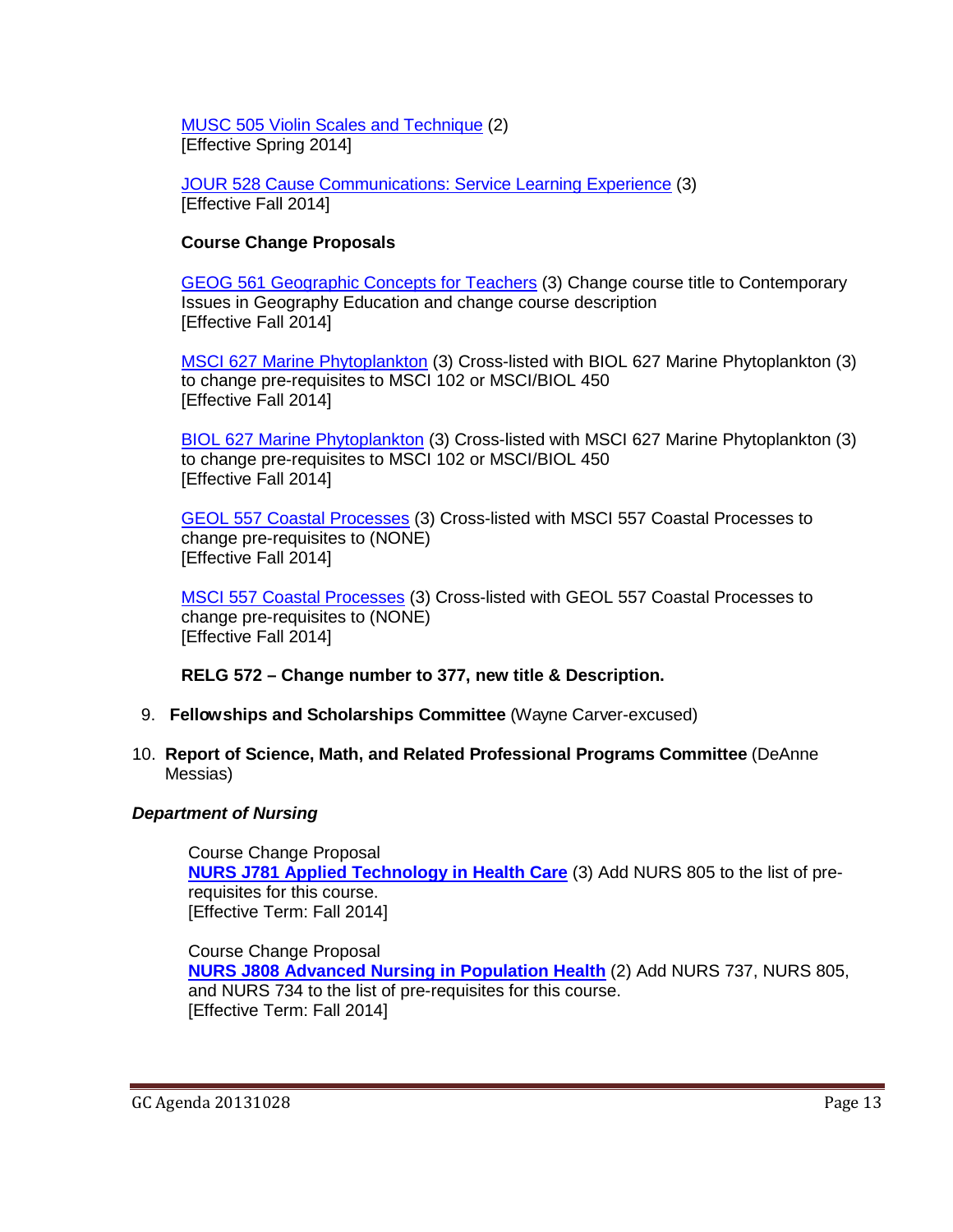MUSC 505 Violin Scales and Technique (2)
[Effective Spring 2014]

JOUR 528 Cause Communications: Service Learning Experience (3)
[Effective Fall 2014]

**Course Change Proposals**

GEOG 561 Geographic Concepts for Teachers (3) Change course title to Contemporary Issues in Geography Education and change course description
[Effective Fall 2014]

MSCI 627 Marine Phytoplankton (3) Cross-listed with BIOL 627 Marine Phytoplankton (3) to change pre-requisites to MSCI 102 or MSCI/BIOL 450
[Effective Fall 2014]

BIOL 627 Marine Phytoplankton (3) Cross-listed with MSCI 627 Marine Phytoplankton (3) to change pre-requisites to MSCI 102 or MSCI/BIOL 450
[Effective Fall 2014]

GEOL 557 Coastal Processes (3) Cross-listed with MSCI 557 Coastal Processes to change pre-requisites to (NONE)
[Effective Fall 2014]

MSCI 557 Coastal Processes (3) Cross-listed with GEOL 557 Coastal Processes to change pre-requisites to (NONE)
[Effective Fall 2014]

**RELG 572 – Change number to 377, new title & Description.**

9. **Fellowships and Scholarships Committee** (Wayne Carver-excused)

10. **Report of Science, Math, and Related Professional Programs Committee** (DeAnne Messias)

***Department of Nursing***

Course Change Proposal
**NURS J781 Applied Technology in Health Care** (3) Add NURS 805 to the list of pre-requisites for this course.
[Effective Term: Fall 2014]

Course Change Proposal
**NURS J808 Advanced Nursing in Population Health** (2) Add NURS 737, NURS 805, and NURS 734 to the list of pre-requisites for this course.
[Effective Term: Fall 2014]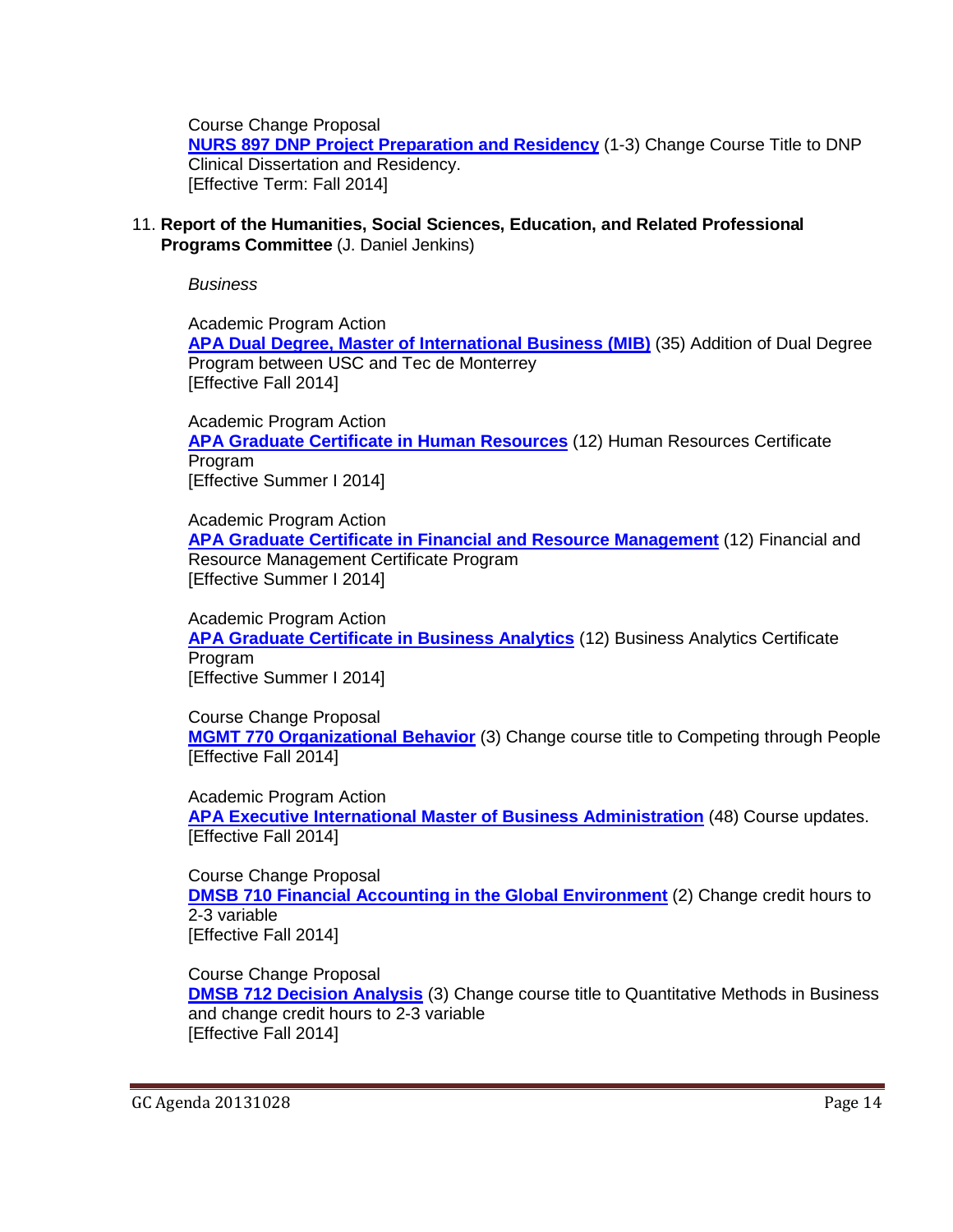Course Change Proposal
**NURS 897 DNP Project Preparation and Residency** (1-3) Change Course Title to DNP Clinical Dissertation and Residency.
[Effective Term: Fall 2014]

11. **Report of the Humanities, Social Sciences, Education, and Related Professional Programs Committee** (J. Daniel Jenkins)

*Business*

Academic Program Action
**APA Dual Degree, Master of International Business (MIB)** (35) Addition of Dual Degree Program between USC and Tec de Monterrey
[Effective Fall 2014]

Academic Program Action
**APA Graduate Certificate in Human Resources** (12) Human Resources Certificate Program
[Effective Summer I 2014]

Academic Program Action
**APA Graduate Certificate in Financial and Resource Management** (12) Financial and Resource Management Certificate Program
[Effective Summer I 2014]

Academic Program Action
**APA Graduate Certificate in Business Analytics** (12) Business Analytics Certificate Program
[Effective Summer I 2014]

Course Change Proposal
**MGMT 770 Organizational Behavior** (3) Change course title to Competing through People
[Effective Fall 2014]

Academic Program Action
**APA Executive International Master of Business Administration** (48) Course updates.
[Effective Fall 2014]

Course Change Proposal
**DMSB 710 Financial Accounting in the Global Environment** (2) Change credit hours to 2-3 variable
[Effective Fall 2014]

Course Change Proposal
**DMSB 712 Decision Analysis** (3) Change course title to Quantitative Methods in Business and change credit hours to 2-3 variable
[Effective Fall 2014]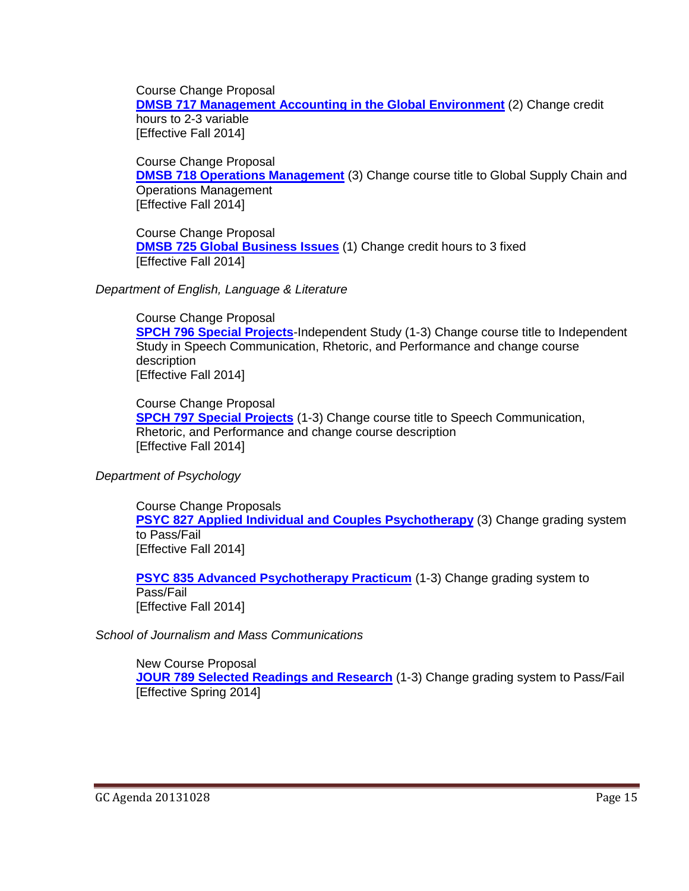Course Change Proposal
**DMSB 717 Management Accounting in the Global Environment** (2) Change credit hours to 2-3 variable
[Effective Fall 2014]

Course Change Proposal
**DMSB 718 Operations Management** (3) Change course title to Global Supply Chain and Operations Management
[Effective Fall 2014]

Course Change Proposal
**DMSB 725 Global Business Issues** (1) Change credit hours to 3 fixed
[Effective Fall 2014]

*Department of English, Language & Literature*

Course Change Proposal
**SPCH 796 Special Projects**-Independent Study (1-3) Change course title to Independent Study in Speech Communication, Rhetoric, and Performance and change course description
[Effective Fall 2014]

Course Change Proposal
**SPCH 797 Special Projects** (1-3) Change course title to Speech Communication, Rhetoric, and Performance and change course description
[Effective Fall 2014]

*Department of Psychology*

Course Change Proposals
**PSYC 827 Applied Individual and Couples Psychotherapy** (3) Change grading system to Pass/Fail
[Effective Fall 2014]

**PSYC 835 Advanced Psychotherapy Practicum** (1-3) Change grading system to Pass/Fail
[Effective Fall 2014]

*School of Journalism and Mass Communications*

New Course Proposal
**JOUR 789 Selected Readings and Research** (1-3) Change grading system to Pass/Fail
[Effective Spring 2014]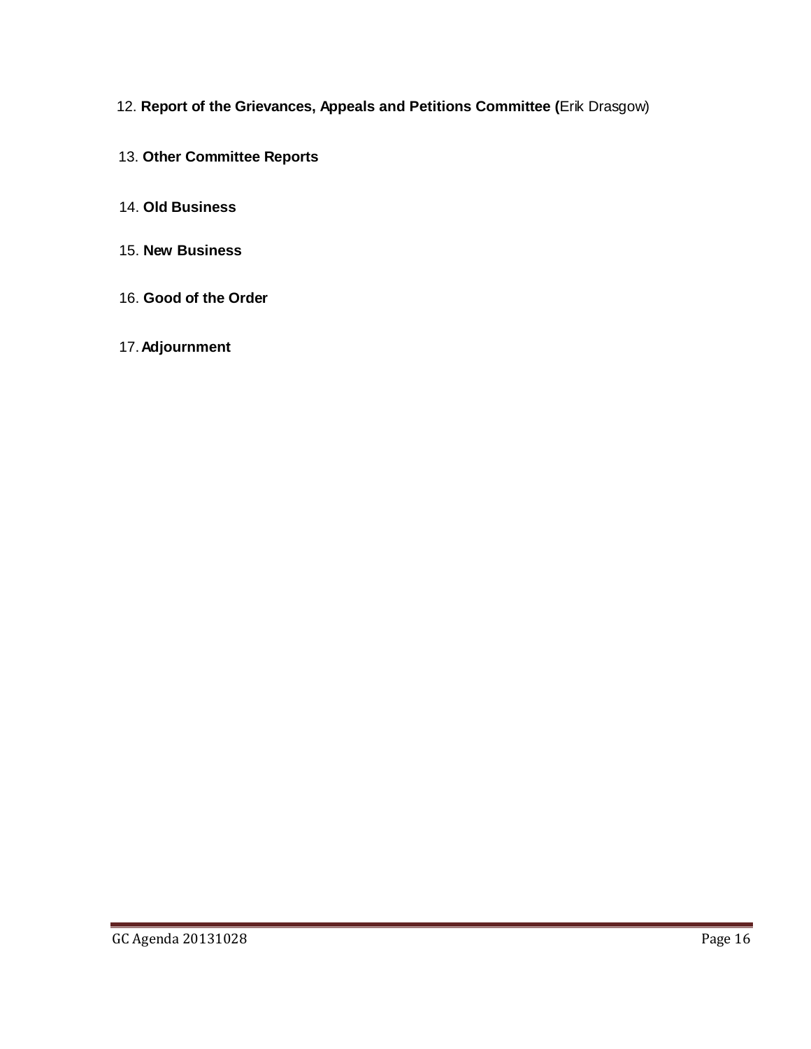12. **Report of the Grievances, Appeals and Petitions Committee (**Erik Drasgow)

13. **Other Committee Reports**

14. **Old Business**

15. **New Business**

16. **Good of the Order**

17. **Adjournment**